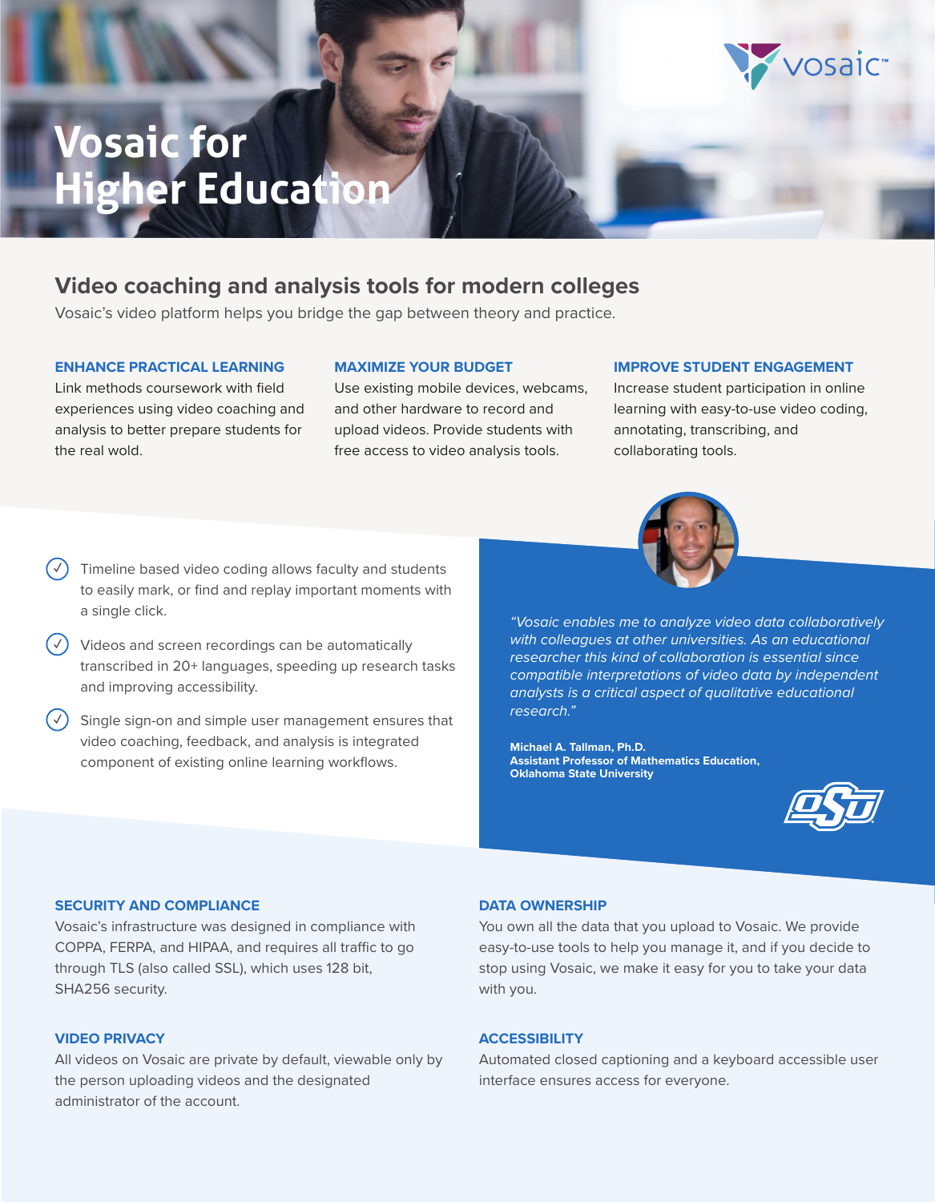# Vosaic for Higher Education

## Video coaching and analysis tools for modern colleges

Vosaic's video platform helps you bridge the gap between theory and practice.

### ENHANCE PRACTICAL LEARNING

Link methods coursework with field experiences using video coaching and analysis to better prepare students for the real wold.

### MAXIMIZE YOUR BUDGET

Use existing mobile devices, webcams, and other hardware to record and upload videos. Provide students with free access to video analysis tools.

### IMPROVE STUDENT ENGAGEMENT

Increase student participation in online learning with easy-to-use video coding, annotating, transcribing, and collaborating tools.

- Timeline based video coding allows faculty and students to easily mark, or find and replay important moments with a single click.
- Videos and screen recordings can be automatically transcribed in 20+ languages, speeding up research tasks and improving accessibility.
- Single sign-on and simple user management ensures that video coaching, feedback, and analysis is integrated component of existing online learning workflows.

*"Vosaic enables me to analyze video data collaboratively with colleagues at other universities. As an educational researcher this kind of collaboration is essential since compatible interpretations of video data by independent analysts is a critical aspect of qualitative educational research."*

**Michael A. Tallman, Ph.D.**
**Assistant Professor of Mathematics Education,**
**Oklahoma State University**

### SECURITY AND COMPLIANCE

Vosaic's infrastructure was designed in compliance with COPPA, FERPA, and HIPAA, and requires all traffic to go through TLS (also called SSL), which uses 128 bit, SHA256 security.

### DATA OWNERSHIP

You own all the data that you upload to Vosaic. We provide easy-to-use tools to help you manage it, and if you decide to stop using Vosaic, we make it easy for you to take your data with you.

### VIDEO PRIVACY

All videos on Vosaic are private by default, viewable only by the person uploading videos and the designated administrator of the account.

### ACCESSIBILITY

Automated closed captioning and a keyboard accessible user interface ensures access for everyone.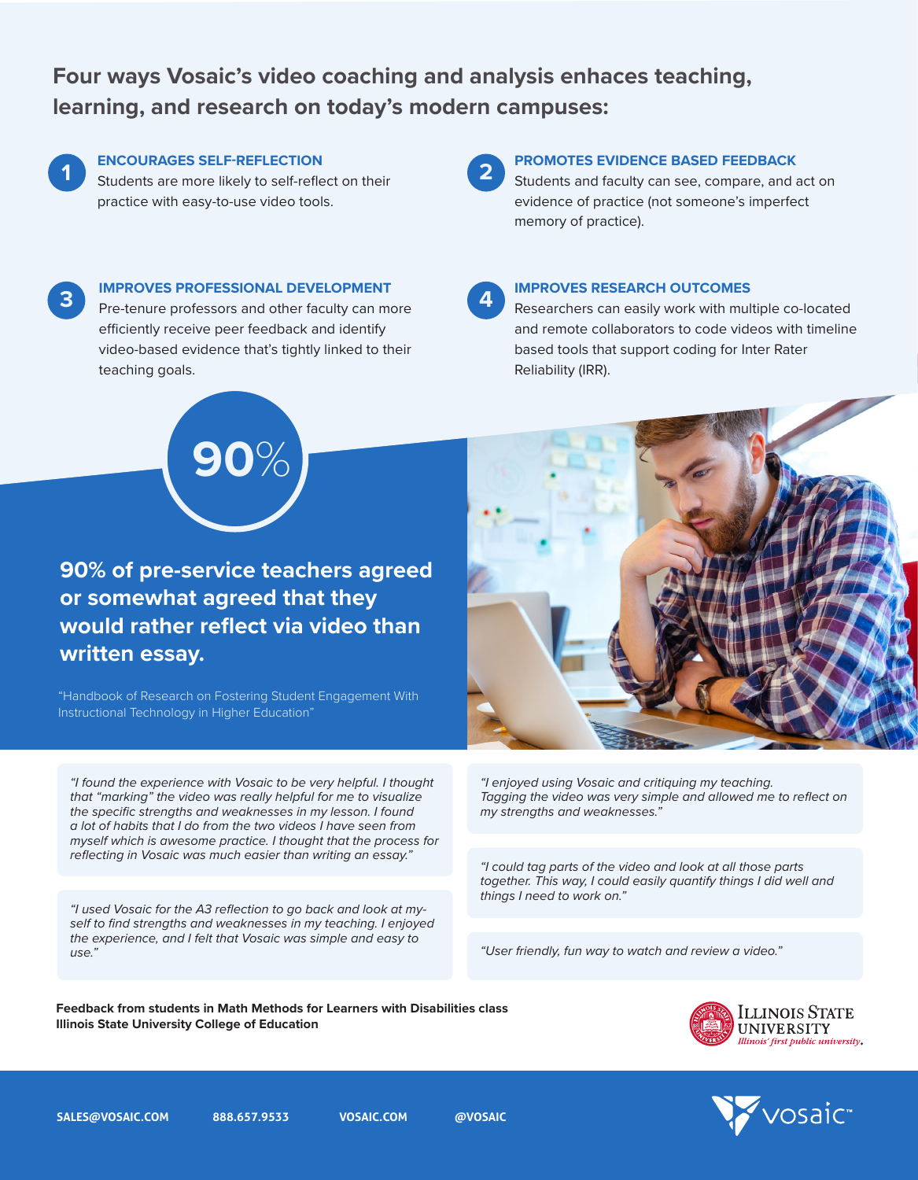## Four ways Vosaic's video coaching and analysis enhaces teaching, learning, and research on today's modern campuses:

### 1 ENCOURAGES SELF-REFLECTION

Students are more likely to self-reflect on their practice with easy-to-use video tools.

### 2 PROMOTES EVIDENCE BASED FEEDBACK

Students and faculty can see, compare, and act on evidence of practice (not someone's imperfect memory of practice).

### 3 IMPROVES PROFESSIONAL DEVELOPMENT

Pre-tenure professors and other faculty can more efficiently receive peer feedback and identify video-based evidence that's tightly linked to their teaching goals.

### 4 IMPROVES RESEARCH OUTCOMES

Researchers can easily work with multiple co-located and remote collaborators to code videos with timeline based tools that support coding for Inter Rater Reliability (IRR).

**90%**

**90% of pre-service teachers agreed or somewhat agreed that they would rather reflect via video than written essay.**

"Handbook of Research on Fostering Student Engagement With Instructional Technology in Higher Education"

*"I found the experience with Vosaic to be very helpful. I thought that "marking" the video was really helpful for me to visualize the specific strengths and weaknesses in my lesson. I found a lot of habits that I do from the two videos I have seen from myself which is awesome practice. I thought that the process for reflecting in Vosaic was much easier than writing an essay."*

*"I used Vosaic for the A3 reflection to go back and look at my-self to find strengths and weaknesses in my teaching. I enjoyed the experience, and I felt that Vosaic was simple and easy to use."*

*"I enjoyed using Vosaic and critiquing my teaching. Tagging the video was very simple and allowed me to reflect on my strengths and weaknesses."*

*"I could tag parts of the video and look at all those parts together. This way, I could easily quantify things I did well and things I need to work on."*

*"User friendly, fun way to watch and review a video."*

**Feedback from students in Math Methods for Learners with Disabilities class**
**Illinois State University College of Education**

Illinois State University
*Illinois' first public university.*

SALES@VOSAIC.COM 888.657.9533 VOSAIC.COM @VOSAIC

vosaic™